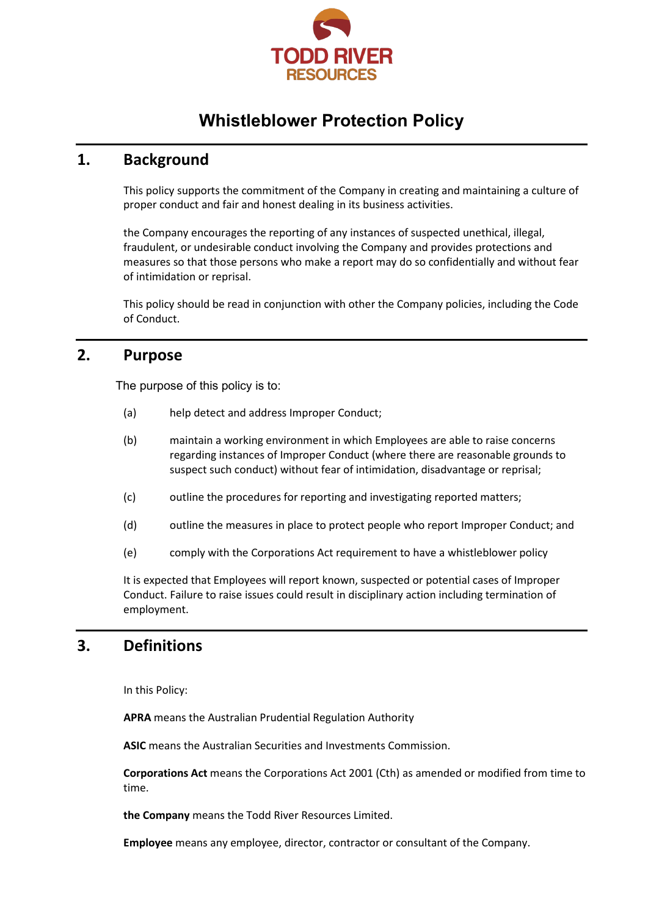TODD RIVER RESOURCES

# Whistleblower Protection Policy

## 1. Background

This policy supports the commitment of the Company in creating and maintaining a culture of proper conduct and fair and honest dealing in its business activities.

the Company encourages the reporting of any instances of suspected unethical, illegal, fraudulent, or undesirable conduct involving the Company and provides protections and measures so that those persons who make a report may do so confidentially and without fear of intimidation or reprisal.

This policy should be read in conjunction with other the Company policies, including the Code of Conduct.

## 2. Purpose

The purpose of this policy is to:

(a) help detect and address Improper Conduct;

(b) maintain a working environment in which Employees are able to raise concerns regarding instances of Improper Conduct (where there are reasonable grounds to suspect such conduct) without fear of intimidation, disadvantage or reprisal;

(c) outline the procedures for reporting and investigating reported matters;

(d) outline the measures in place to protect people who report Improper Conduct; and

(e) comply with the Corporations Act requirement to have a whistleblower policy

It is expected that Employees will report known, suspected or potential cases of Improper Conduct. Failure to raise issues could result in disciplinary action including termination of employment.

## 3. Definitions

In this Policy:

**APRA** means the Australian Prudential Regulation Authority

**ASIC** means the Australian Securities and Investments Commission.

**Corporations Act** means the Corporations Act 2001 (Cth) as amended or modified from time to time.

**the Company** means the Todd River Resources Limited.

**Employee** means any employee, director, contractor or consultant of the Company.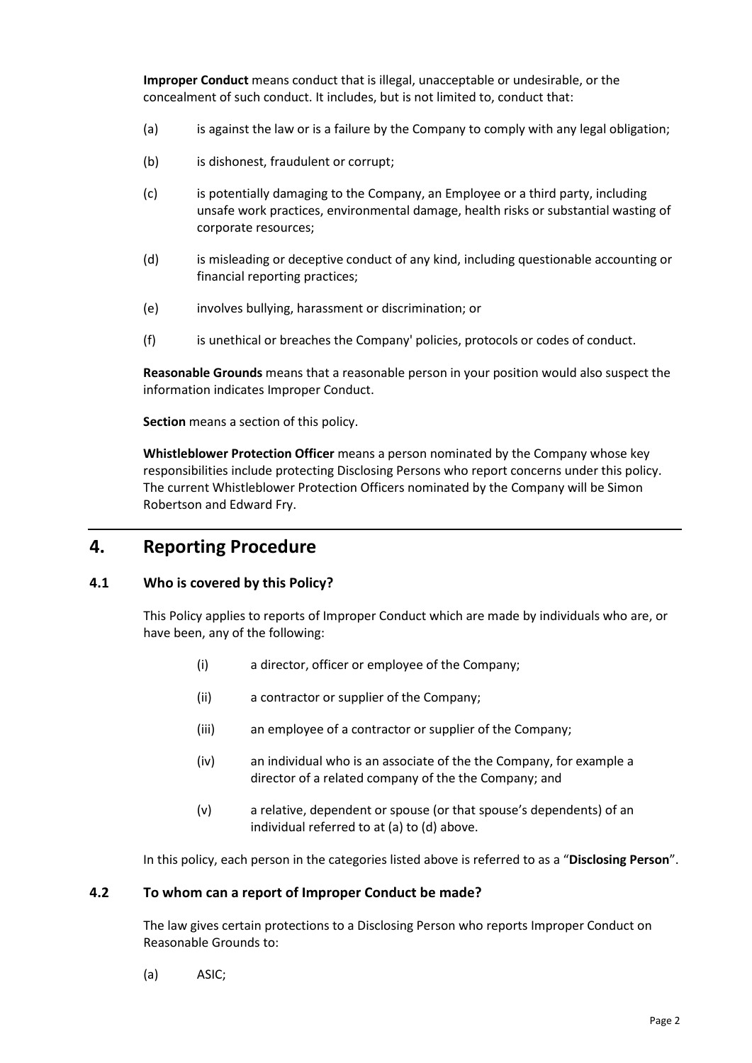**Improper Conduct** means conduct that is illegal, unacceptable or undesirable, or the concealment of such conduct. It includes, but is not limited to, conduct that:

(a) is against the law or is a failure by the Company to comply with any legal obligation;

(b) is dishonest, fraudulent or corrupt;

(c) is potentially damaging to the Company, an Employee or a third party, including unsafe work practices, environmental damage, health risks or substantial wasting of corporate resources;

(d) is misleading or deceptive conduct of any kind, including questionable accounting or financial reporting practices;

(e) involves bullying, harassment or discrimination; or

(f) is unethical or breaches the Company' policies, protocols or codes of conduct.

**Reasonable Grounds** means that a reasonable person in your position would also suspect the information indicates Improper Conduct.

**Section** means a section of this policy.

**Whistleblower Protection Officer** means a person nominated by the Company whose key responsibilities include protecting Disclosing Persons who report concerns under this policy. The current Whistleblower Protection Officers nominated by the Company will be Simon Robertson and Edward Fry.

## 4. Reporting Procedure

### 4.1 Who is covered by this Policy?

This Policy applies to reports of Improper Conduct which are made by individuals who are, or have been, any of the following:

(i) a director, officer or employee of the Company;

(ii) a contractor or supplier of the Company;

(iii) an employee of a contractor or supplier of the Company;

(iv) an individual who is an associate of the the Company, for example a director of a related company of the the Company; and

(v) a relative, dependent or spouse (or that spouse's dependents) of an individual referred to at (a) to (d) above.

In this policy, each person in the categories listed above is referred to as a "**Disclosing Person**".

### 4.2 To whom can a report of Improper Conduct be made?

The law gives certain protections to a Disclosing Person who reports Improper Conduct on Reasonable Grounds to:

(a) ASIC;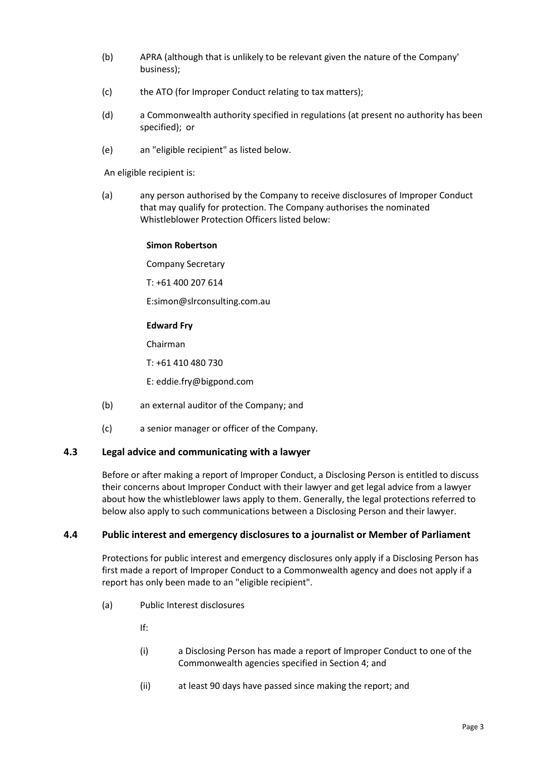(b) APRA (although that is unlikely to be relevant given the nature of the Company' business);

(c) the ATO (for Improper Conduct relating to tax matters);

(d) a Commonwealth authority specified in regulations (at present no authority has been specified); or

(e) an "eligible recipient" as listed below.

An eligible recipient is:

(a) any person authorised by the Company to receive disclosures of Improper Conduct that may qualify for protection. The Company authorises the nominated Whistleblower Protection Officers listed below:

    **Simon Robertson**

    Company Secretary

    T: +61 400 207 614

    E:simon@slrconsulting.com.au

    **Edward Fry**

    Chairman

    T: +61 410 480 730

    E: eddie.fry@bigpond.com

(b) an external auditor of the Company; and

(c) a senior manager or officer of the Company.

### 4.3 Legal advice and communicating with a lawyer

Before or after making a report of Improper Conduct, a Disclosing Person is entitled to discuss their concerns about Improper Conduct with their lawyer and get legal advice from a lawyer about how the whistleblower laws apply to them. Generally, the legal protections referred to below also apply to such communications between a Disclosing Person and their lawyer.

### 4.4 Public interest and emergency disclosures to a journalist or Member of Parliament

Protections for public interest and emergency disclosures only apply if a Disclosing Person has first made a report of Improper Conduct to a Commonwealth agency and does not apply if a report has only been made to an "eligible recipient".

(a) Public Interest disclosures

If:

(i) a Disclosing Person has made a report of Improper Conduct to one of the Commonwealth agencies specified in Section 4; and

(ii) at least 90 days have passed since making the report; and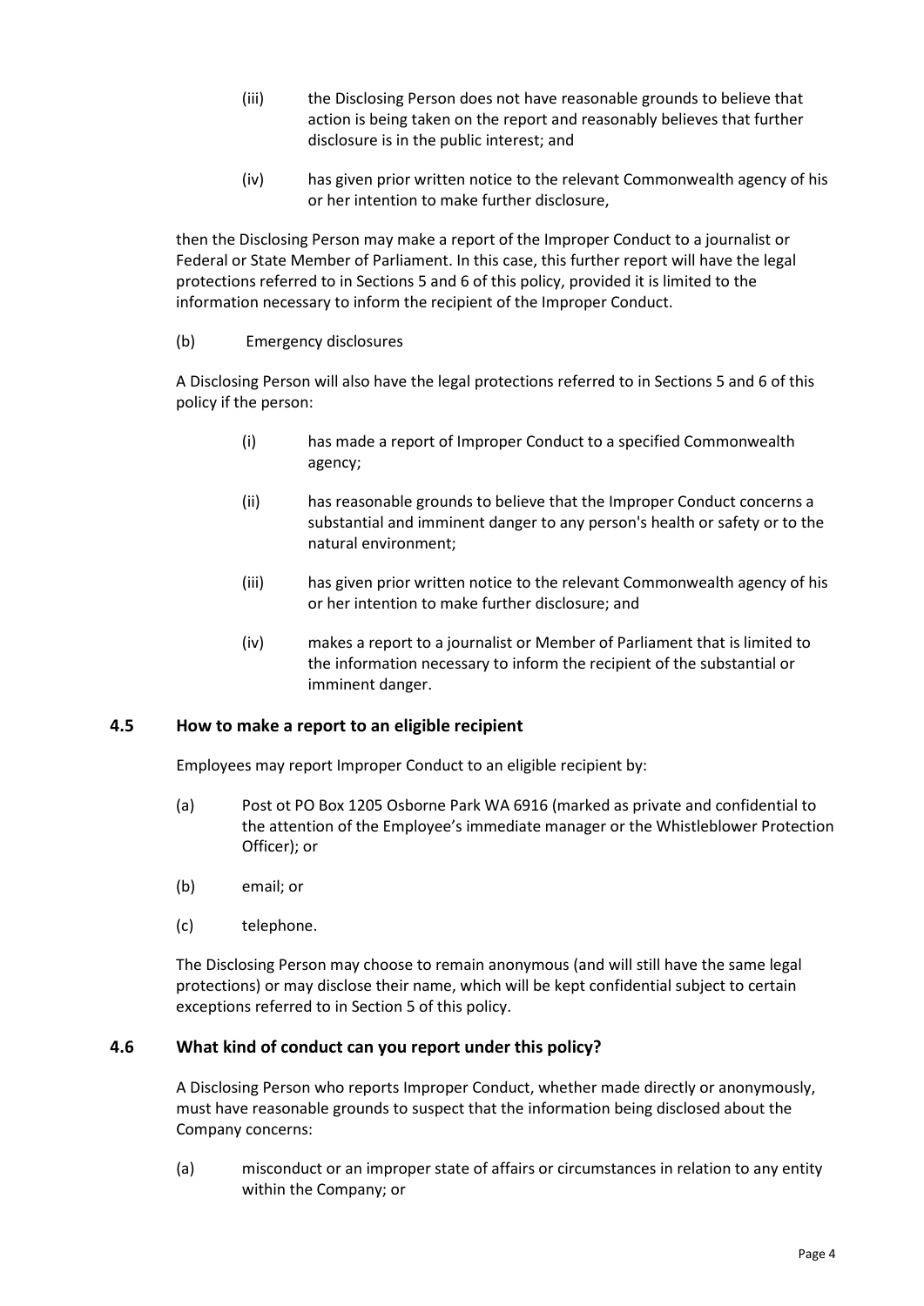(iii) the Disclosing Person does not have reasonable grounds to believe that action is being taken on the report and reasonably believes that further disclosure is in the public interest; and

(iv) has given prior written notice to the relevant Commonwealth agency of his or her intention to make further disclosure,

then the Disclosing Person may make a report of the Improper Conduct to a journalist or Federal or State Member of Parliament. In this case, this further report will have the legal protections referred to in Sections 5 and 6 of this policy, provided it is limited to the information necessary to inform the recipient of the Improper Conduct.

(b) Emergency disclosures

A Disclosing Person will also have the legal protections referred to in Sections 5 and 6 of this policy if the person:

(i) has made a report of Improper Conduct to a specified Commonwealth agency;

(ii) has reasonable grounds to believe that the Improper Conduct concerns a substantial and imminent danger to any person's health or safety or to the natural environment;

(iii) has given prior written notice to the relevant Commonwealth agency of his or her intention to make further disclosure; and

(iv) makes a report to a journalist or Member of Parliament that is limited to the information necessary to inform the recipient of the substantial or imminent danger.

### 4.5 How to make a report to an eligible recipient

Employees may report Improper Conduct to an eligible recipient by:

(a) Post ot PO Box 1205 Osborne Park WA 6916 (marked as private and confidential to the attention of the Employee's immediate manager or the Whistleblower Protection Officer); or

(b) email; or

(c) telephone.

The Disclosing Person may choose to remain anonymous (and will still have the same legal protections) or may disclose their name, which will be kept confidential subject to certain exceptions referred to in Section 5 of this policy.

### 4.6 What kind of conduct can you report under this policy?

A Disclosing Person who reports Improper Conduct, whether made directly or anonymously, must have reasonable grounds to suspect that the information being disclosed about the Company concerns:

(a) misconduct or an improper state of affairs or circumstances in relation to any entity within the Company; or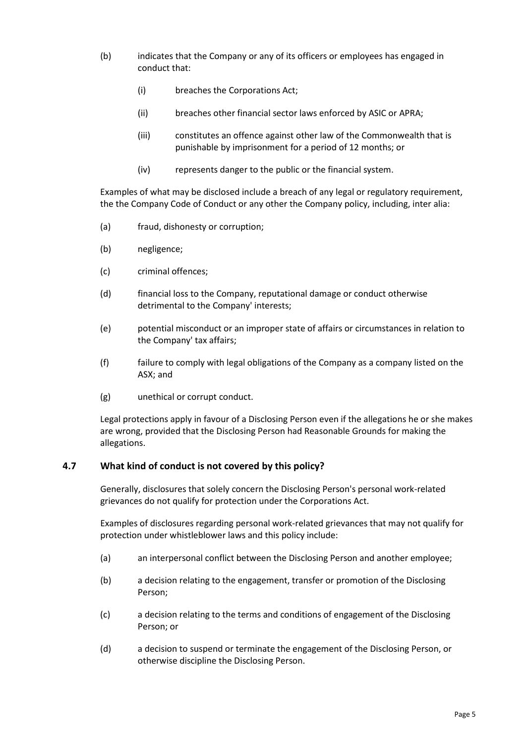(b) indicates that the Company or any of its officers or employees has engaged in conduct that:

  (i) breaches the Corporations Act;

  (ii) breaches other financial sector laws enforced by ASIC or APRA;

  (iii) constitutes an offence against other law of the Commonwealth that is punishable by imprisonment for a period of 12 months; or

  (iv) represents danger to the public or the financial system.

Examples of what may be disclosed include a breach of any legal or regulatory requirement, the the Company Code of Conduct or any other the Company policy, including, inter alia:

(a) fraud, dishonesty or corruption;

(b) negligence;

(c) criminal offences;

(d) financial loss to the Company, reputational damage or conduct otherwise detrimental to the Company' interests;

(e) potential misconduct or an improper state of affairs or circumstances in relation to the Company' tax affairs;

(f) failure to comply with legal obligations of the Company as a company listed on the ASX; and

(g) unethical or corrupt conduct.

Legal protections apply in favour of a Disclosing Person even if the allegations he or she makes are wrong, provided that the Disclosing Person had Reasonable Grounds for making the allegations.

## 4.7 What kind of conduct is not covered by this policy?

Generally, disclosures that solely concern the Disclosing Person's personal work-related grievances do not qualify for protection under the Corporations Act.

Examples of disclosures regarding personal work-related grievances that may not qualify for protection under whistleblower laws and this policy include:

(a) an interpersonal conflict between the Disclosing Person and another employee;

(b) a decision relating to the engagement, transfer or promotion of the Disclosing Person;

(c) a decision relating to the terms and conditions of engagement of the Disclosing Person; or

(d) a decision to suspend or terminate the engagement of the Disclosing Person, or otherwise discipline the Disclosing Person.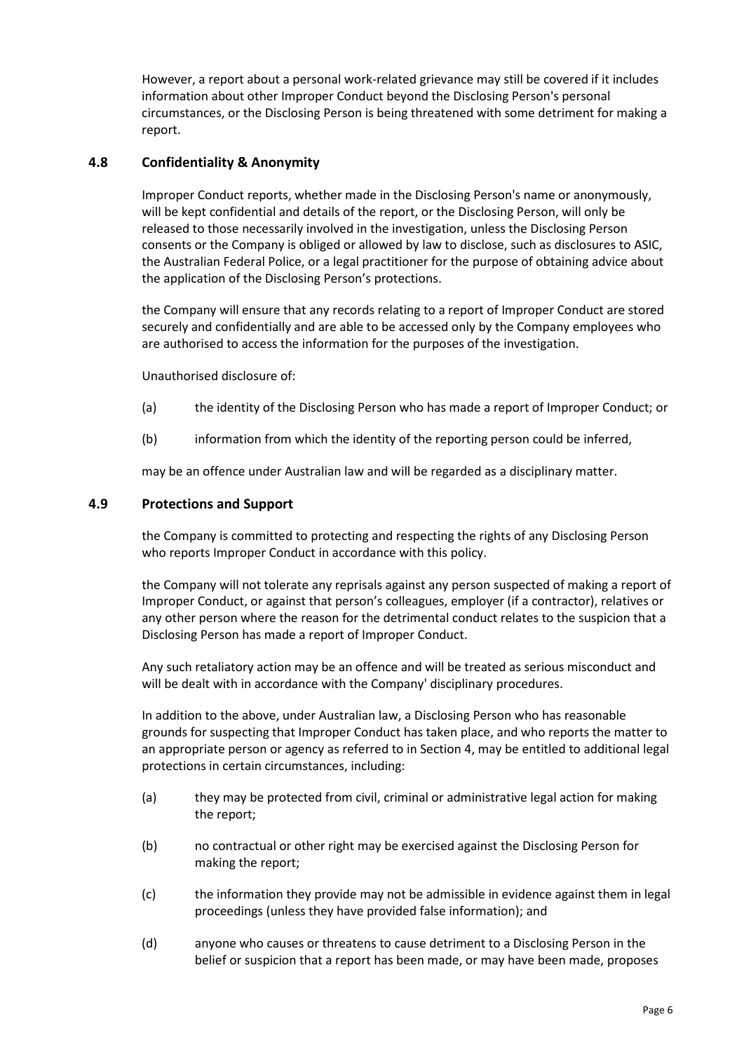However, a report about a personal work-related grievance may still be covered if it includes information about other Improper Conduct beyond the Disclosing Person's personal circumstances, or the Disclosing Person is being threatened with some detriment for making a report.

### 4.8 Confidentiality & Anonymity

Improper Conduct reports, whether made in the Disclosing Person's name or anonymously, will be kept confidential and details of the report, or the Disclosing Person, will only be released to those necessarily involved in the investigation, unless the Disclosing Person consents or the Company is obliged or allowed by law to disclose, such as disclosures to ASIC, the Australian Federal Police, or a legal practitioner for the purpose of obtaining advice about the application of the Disclosing Person's protections.

the Company will ensure that any records relating to a report of Improper Conduct are stored securely and confidentially and are able to be accessed only by the Company employees who are authorised to access the information for the purposes of the investigation.

Unauthorised disclosure of:

(a) the identity of the Disclosing Person who has made a report of Improper Conduct; or

(b) information from which the identity of the reporting person could be inferred,

may be an offence under Australian law and will be regarded as a disciplinary matter.

### 4.9 Protections and Support

the Company is committed to protecting and respecting the rights of any Disclosing Person who reports Improper Conduct in accordance with this policy.

the Company will not tolerate any reprisals against any person suspected of making a report of Improper Conduct, or against that person's colleagues, employer (if a contractor), relatives or any other person where the reason for the detrimental conduct relates to the suspicion that a Disclosing Person has made a report of Improper Conduct.

Any such retaliatory action may be an offence and will be treated as serious misconduct and will be dealt with in accordance with the Company' disciplinary procedures.

In addition to the above, under Australian law, a Disclosing Person who has reasonable grounds for suspecting that Improper Conduct has taken place, and who reports the matter to an appropriate person or agency as referred to in Section 4, may be entitled to additional legal protections in certain circumstances, including:

(a) they may be protected from civil, criminal or administrative legal action for making the report;

(b) no contractual or other right may be exercised against the Disclosing Person for making the report;

(c) the information they provide may not be admissible in evidence against them in legal proceedings (unless they have provided false information); and

(d) anyone who causes or threatens to cause detriment to a Disclosing Person in the belief or suspicion that a report has been made, or may have been made, proposes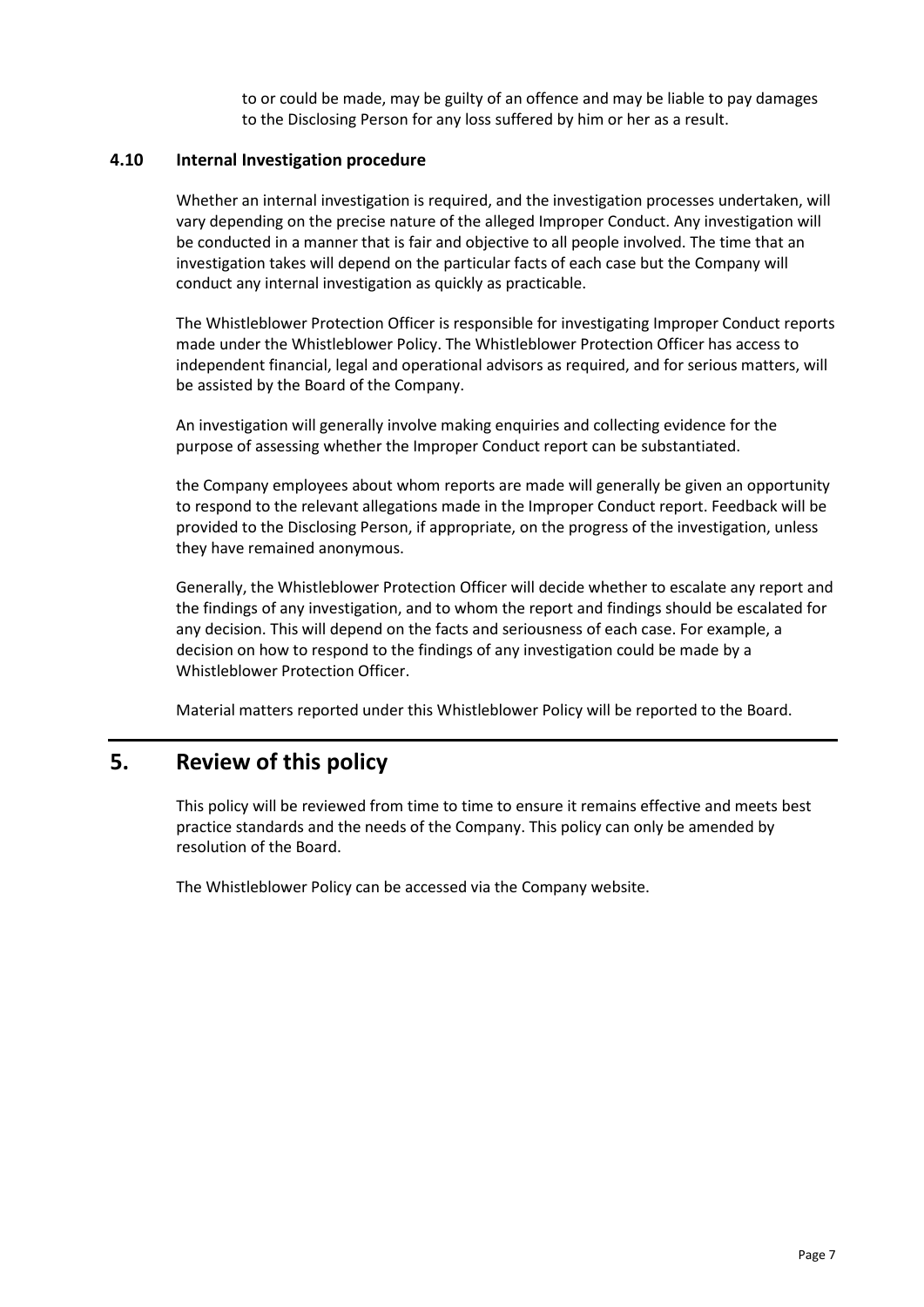to or could be made, may be guilty of an offence and may be liable to pay damages to the Disclosing Person for any loss suffered by him or her as a result.

### 4.10 Internal Investigation procedure

Whether an internal investigation is required, and the investigation processes undertaken, will vary depending on the precise nature of the alleged Improper Conduct. Any investigation will be conducted in a manner that is fair and objective to all people involved. The time that an investigation takes will depend on the particular facts of each case but the Company will conduct any internal investigation as quickly as practicable.

The Whistleblower Protection Officer is responsible for investigating Improper Conduct reports made under the Whistleblower Policy. The Whistleblower Protection Officer has access to independent financial, legal and operational advisors as required, and for serious matters, will be assisted by the Board of the Company.

An investigation will generally involve making enquiries and collecting evidence for the purpose of assessing whether the Improper Conduct report can be substantiated.

the Company employees about whom reports are made will generally be given an opportunity to respond to the relevant allegations made in the Improper Conduct report. Feedback will be provided to the Disclosing Person, if appropriate, on the progress of the investigation, unless they have remained anonymous.

Generally, the Whistleblower Protection Officer will decide whether to escalate any report and the findings of any investigation, and to whom the report and findings should be escalated for any decision. This will depend on the facts and seriousness of each case. For example, a decision on how to respond to the findings of any investigation could be made by a Whistleblower Protection Officer.

Material matters reported under this Whistleblower Policy will be reported to the Board.

## 5. Review of this policy

This policy will be reviewed from time to time to ensure it remains effective and meets best practice standards and the needs of the Company. This policy can only be amended by resolution of the Board.

The Whistleblower Policy can be accessed via the Company website.